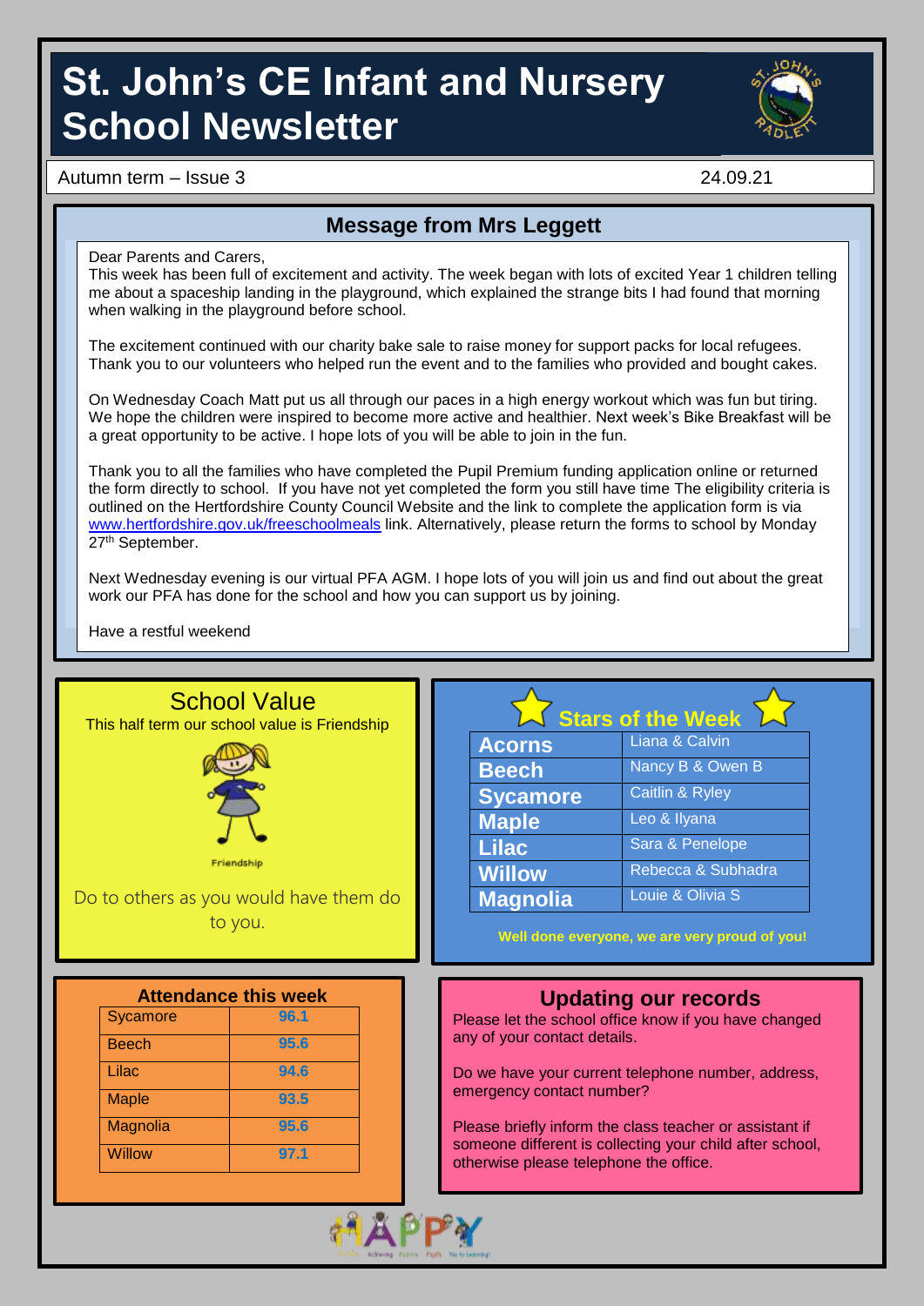# St. John's CE Infant and Nursery School Newsletter

Autumn term – Issue 3 24.09.21

## Message from Mrs Leggett

Dear Parents and Carers,

This week has been full of excitement and activity. The week began with lots of excited Year 1 children telling me about a spaceship landing in the playground, which explained the strange bits I had found that morning when walking in the playground before school.

The excitement continued with our charity bake sale to raise money for support packs for local refugees. Thank you to our volunteers who helped run the event and to the families who provided and bought cakes.

On Wednesday Coach Matt put us all through our paces in a high energy workout which was fun but tiring. We hope the children were inspired to become more active and healthier. Next week's Bike Breakfast will be a great opportunity to be active. I hope lots of you will be able to join in the fun.

Thank you to all the families who have completed the Pupil Premium funding application online or returned the form directly to school. If you have not yet completed the form you still have time The eligibility criteria is outlined on the Hertfordshire County Council Website and the link to complete the application form is via www.hertfordshire.gov.uk/freeschoolmeals link. Alternatively, please return the forms to school by Monday 27th September.

Next Wednesday evening is our virtual PFA AGM. I hope lots of you will join us and find out about the great work our PFA has done for the school and how you can support us by joining.

Have a restful weekend

## School Value

This half term our school value is Friendship

Friendship

Do to others as you would have them do to you.

## Stars of the Week

| Class | Stars |
|---|---|
| **Acorns** | Liana & Calvin |
| **Beech** | Nancy B & Owen B |
| **Sycamore** | Caitlin & Ryley |
| **Maple** | Leo & Ilyana |
| **Lilac** | Sara & Penelope |
| **Willow** | Rebecca & Subhadra |
| **Magnolia** | Louie & Olivia S |

**Well done everyone, we are very proud of you!**

## Attendance this week

| Class | Attendance |
|---|---|
| Sycamore | 96.1 |
| Beech | 95.6 |
| Lilac | 94.6 |
| Maple | 93.5 |
| Magnolia | 95.6 |
| Willow | 97.1 |

## Updating our records

Please let the school office know if you have changed any of your contact details.

Do we have your current telephone number, address, emergency contact number?

Please briefly inform the class teacher or assistant if someone different is collecting your child after school, otherwise please telephone the office.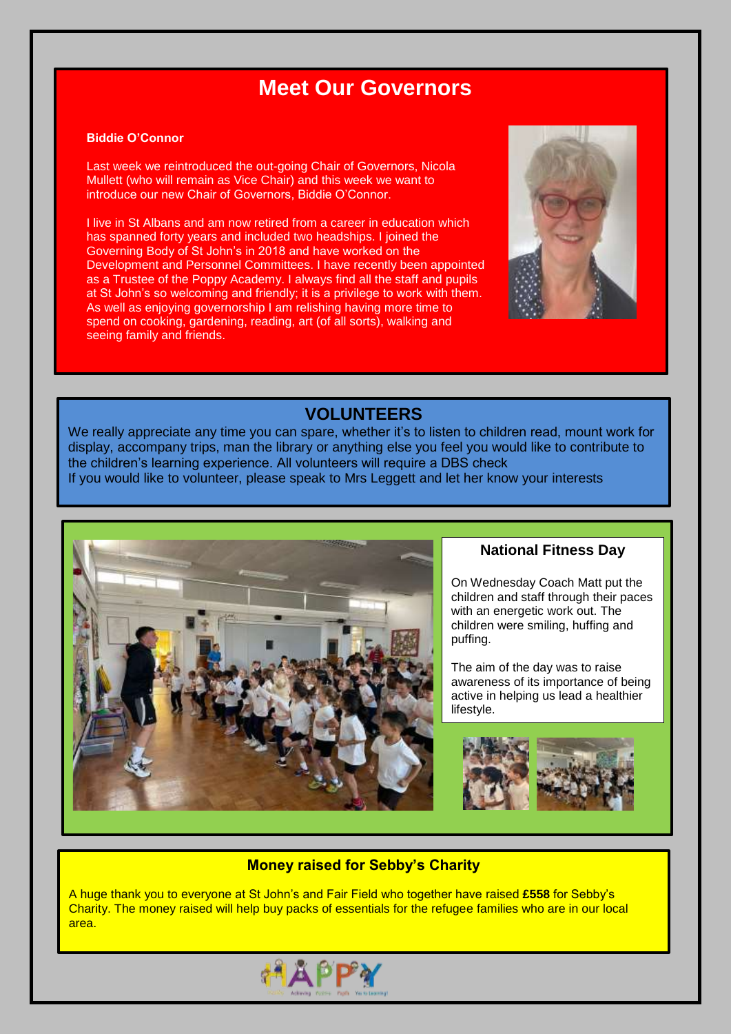# Meet Our Governors

**Biddie O'Connor**

Last week we reintroduced the out-going Chair of Governors, Nicola Mullett (who will remain as Vice Chair) and this week we want to introduce our new Chair of Governors, Biddie O'Connor.

I live in St Albans and am now retired from a career in education which has spanned forty years and included two headships. I joined the Governing Body of St John's in 2018 and have worked on the Development and Personnel Committees. I have recently been appointed as a Trustee of the Poppy Academy. I always find all the staff and pupils at St John's so welcoming and friendly; it is a privilege to work with them. As well as enjoying governorship I am relishing having more time to spend on cooking, gardening, reading, art (of all sorts), walking and seeing family and friends.

## VOLUNTEERS

We really appreciate any time you can spare, whether it's to listen to children read, mount work for display, accompany trips, man the library or anything else you feel you would like to contribute to the children's learning experience. All volunteers will require a DBS check

If you would like to volunteer, please speak to Mrs Leggett and let her know your interests

### National Fitness Day

On Wednesday Coach Matt put the children and staff through their paces with an energetic work out. The children were smiling, huffing and puffing.

The aim of the day was to raise awareness of its importance of being active in helping us lead a healthier lifestyle.

### Money raised for Sebby's Charity

A huge thank you to everyone at St John's and Fair Field who together have raised **£558** for Sebby's Charity. The money raised will help buy packs of essentials for the refugee families who are in our local area.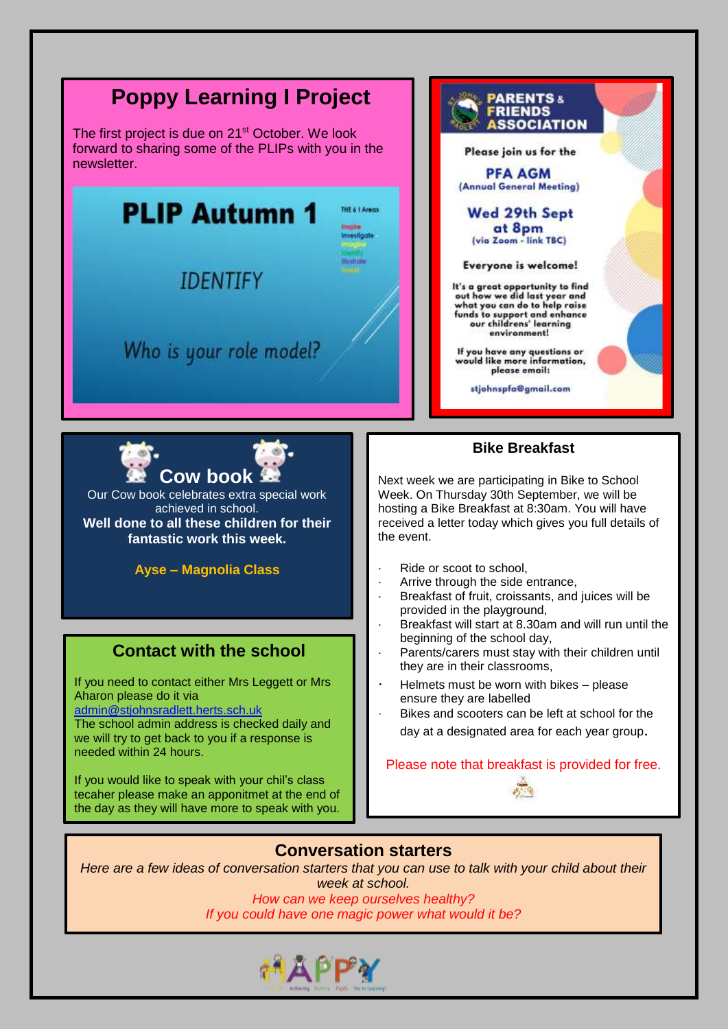## Poppy Learning I Project

The first project is due on 21st October. We look forward to sharing some of the PLIPs with you in the newsletter.

**PLIP Autumn 1**

THE 6 I Areas
Inspire
Investigate
Imagine
Identify
Illustrate
Invent

IDENTIFY

Who is your role model?

## PARENTS & FRIENDS ASSOCIATION

Please join us for the

**PFA AGM**
(Annual General Meeting)

**Wed 29th Sept at 8pm**
(via Zoom - link TBC)

**Everyone is welcome!**

It's a great opportunity to find out how we did last year and what you can do to help raise funds to support and enhance our childrens' learning environment!

If you have any questions or would like more information, please email:

stjohnspfa@gmail.com

## Cow book

Our Cow book celebrates extra special work achieved in school.

**Well done to all these children for their fantastic work this week.**

**Ayse – Magnolia Class**

## Bike Breakfast

Next week we are participating in Bike to School Week. On Thursday 30th September, we will be hosting a Bike Breakfast at 8:30am. You will have received a letter today which gives you full details of the event.

- Ride or scoot to school,
- Arrive through the side entrance,
- Breakfast of fruit, croissants, and juices will be provided in the playground,
- Breakfast will start at 8.30am and will run until the beginning of the school day,
- Parents/carers must stay with their children until they are in their classrooms,
- Helmets must be worn with bikes – please ensure they are labelled
- Bikes and scooters can be left at school for the day at a designated area for each year group.

Please note that breakfast is provided for free.

## Contact with the school

If you need to contact either Mrs Leggett or Mrs Aharon please do it via admin@stjohnsradlett.herts.sch.uk

The school admin address is checked daily and we will try to get back to you if a response is needed within 24 hours.

If you would like to speak with your chil's class tecaher please make an appoinitmet at the end of the day as they will have more to speak with you.

## Conversation starters

*Here are a few ideas of conversation starters that you can use to talk with your child about their week at school.*

*How can we keep ourselves healthy?*

*If you could have one magic power what would it be?*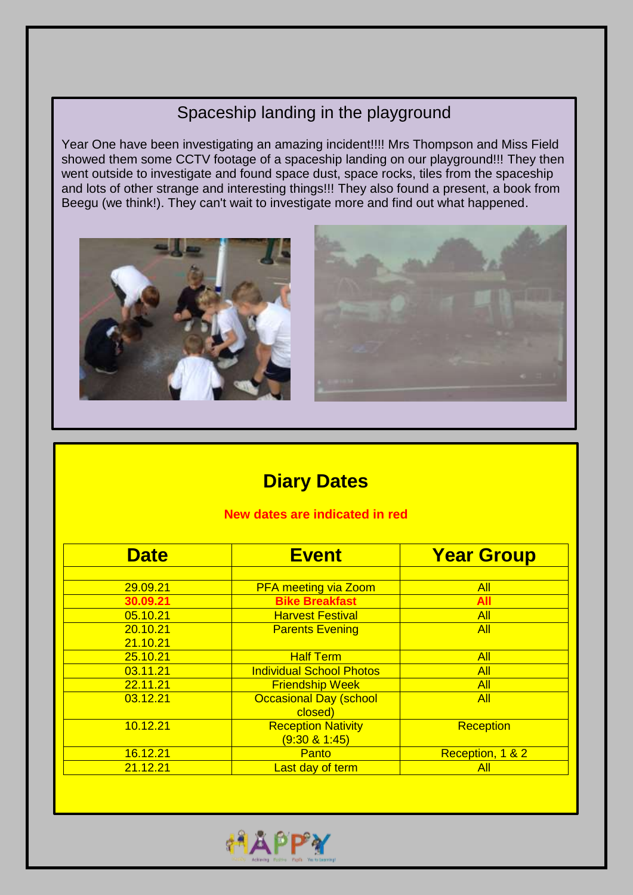## Spaceship landing in the playground

Year One have been investigating an amazing incident!!!! Mrs Thompson and Miss Field showed them some CCTV footage of a spaceship landing on our playground!!! They then went outside to investigate and found space dust, space rocks, tiles from the spaceship and lots of other strange and interesting things!!! They also found a present, a book from Beegu (we think!). They can't wait to investigate more and find out what happened.

## Diary Dates

**New dates are indicated in red**

| Date | Event | Year Group |
|---|---|---|
| | | |
| 29.09.21 | PFA meeting via Zoom | All |
| **30.09.21** | **Bike Breakfast** | **All** |
| 05.10.21 | Harvest Festival | All |
| 20.10.21<br>21.10.21 | Parents Evening | All |
| 25.10.21 | Half Term | All |
| 03.11.21 | Individual School Photos | All |
| 22.11.21 | Friendship Week | All |
| 03.12.21 | Occasional Day (school closed) | All |
| 10.12.21 | Reception Nativity (9:30 & 1:45) | Reception |
| 16.12.21 | Panto | Reception, 1 & 2 |
| 21.12.21 | Last day of term | All |